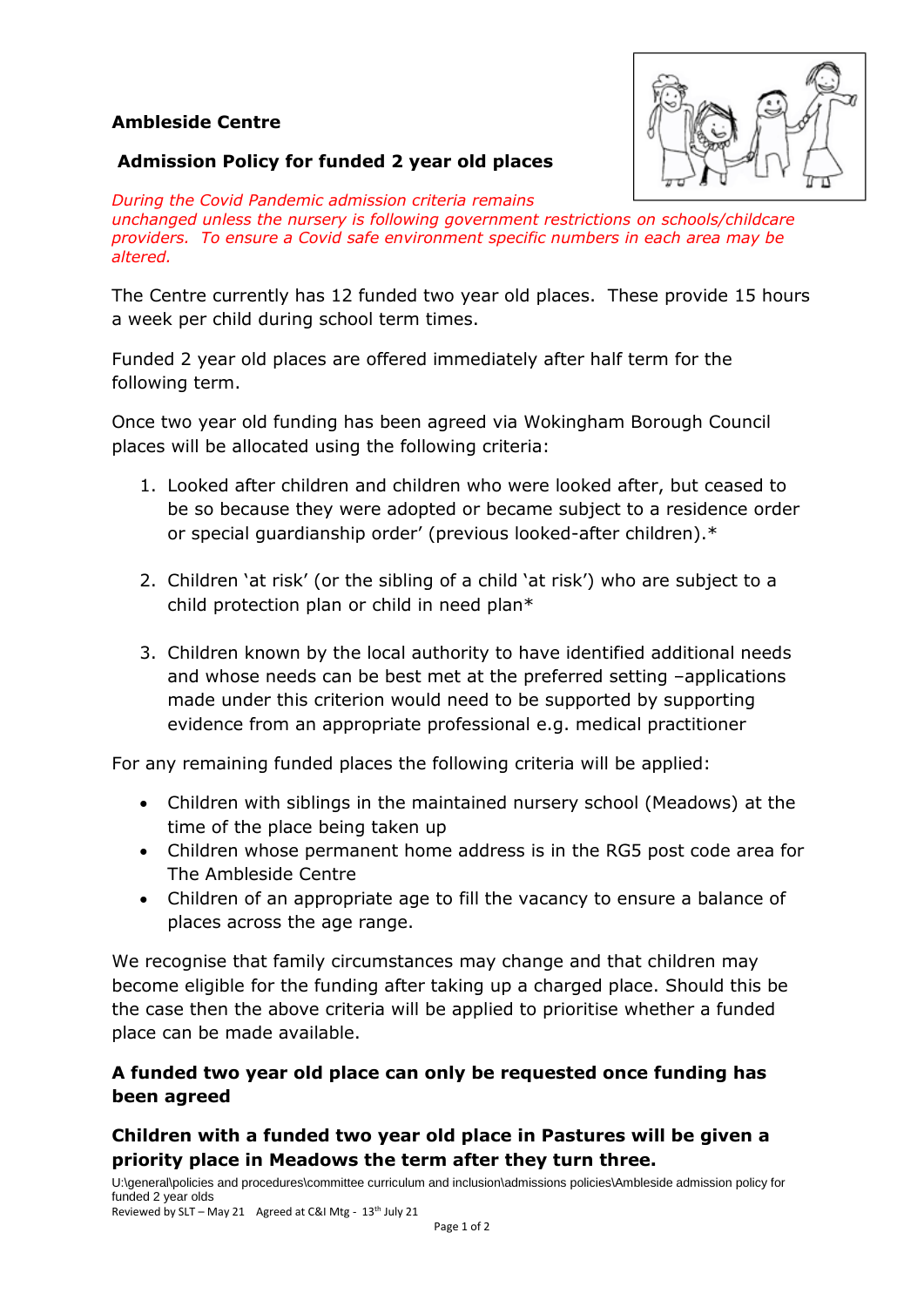**Ambleside Centre**

## Admission Policy for funded 2 year old places

*During the Covid Pandemic admission criteria remains unchanged unless the nursery is following government restrictions on schools/childcare providers. To ensure a Covid safe environment specific numbers in each area may be altered.*

The Centre currently has 12 funded two year old places. These provide 15 hours a week per child during school term times.

Funded 2 year old places are offered immediately after half term for the following term.

Once two year old funding has been agreed via Wokingham Borough Council places will be allocated using the following criteria:

1. Looked after children and children who were looked after, but ceased to be so because they were adopted or became subject to a residence order or special guardianship order' (previous looked-after children).*

2. Children 'at risk' (or the sibling of a child 'at risk') who are subject to a child protection plan or child in need plan*

3. Children known by the local authority to have identified additional needs and whose needs can be best met at the preferred setting –applications made under this criterion would need to be supported by supporting evidence from an appropriate professional e.g. medical practitioner

For any remaining funded places the following criteria will be applied:

- Children with siblings in the maintained nursery school (Meadows) at the time of the place being taken up
- Children whose permanent home address is in the RG5 post code area for The Ambleside Centre
- Children of an appropriate age to fill the vacancy to ensure a balance of places across the age range.

We recognise that family circumstances may change and that children may become eligible for the funding after taking up a charged place. Should this be the case then the above criteria will be applied to prioritise whether a funded place can be made available.

**A funded two year old place can only be requested once funding has been agreed**

**Children with a funded two year old place in Pastures will be given a priority place in Meadows the term after they turn three.**

U:\general\policies and procedures\committee curriculum and inclusion\admissions policies\Ambleside admission policy for funded 2 year olds
Reviewed by SLT – May 21 Agreed at C&I Mtg - 13th July 21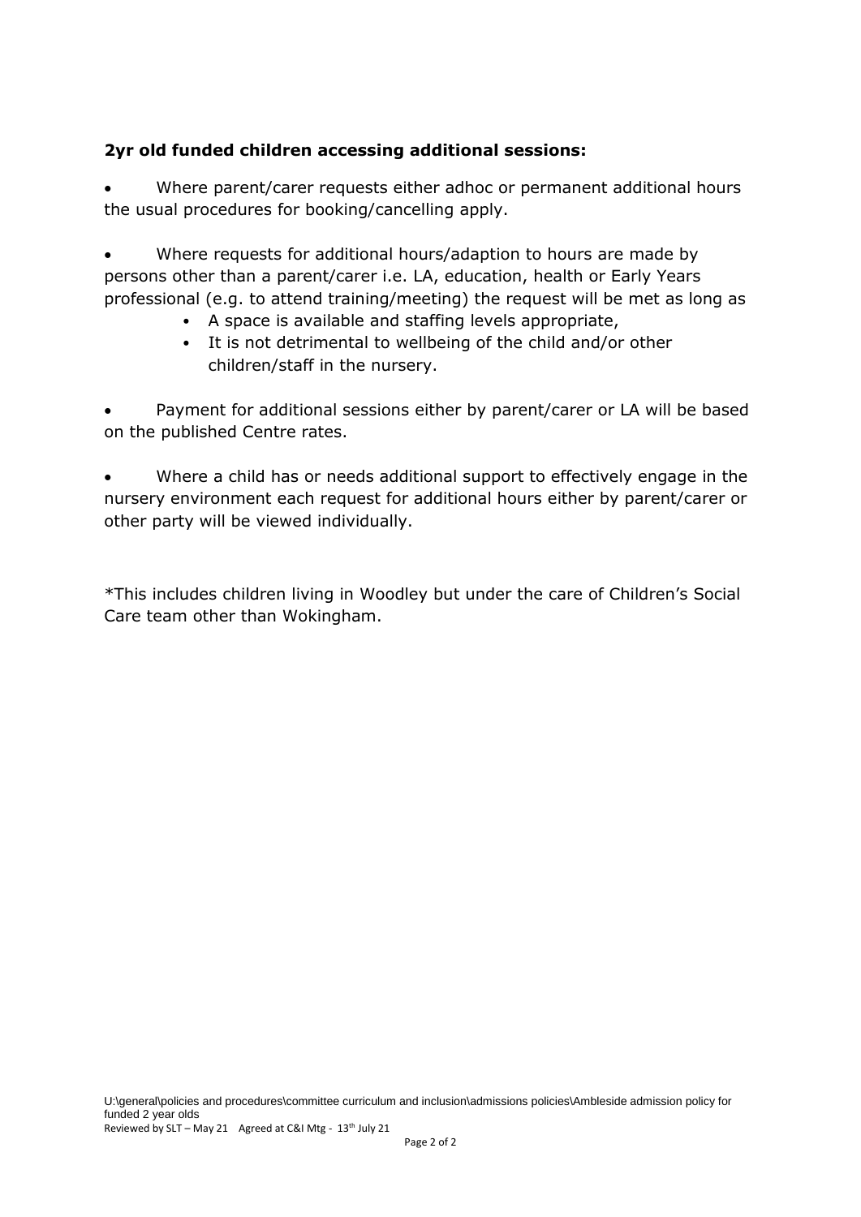**2yr old funded children accessing additional sessions:**

- Where parent/carer requests either adhoc or permanent additional hours the usual procedures for booking/cancelling apply.

- Where requests for additional hours/adaption to hours are made by persons other than a parent/carer i.e. LA, education, health or Early Years professional (e.g. to attend training/meeting) the request will be met as long as
  - A space is available and staffing levels appropriate,
  - It is not detrimental to wellbeing of the child and/or other children/staff in the nursery.

- Payment for additional sessions either by parent/carer or LA will be based on the published Centre rates.

- Where a child has or needs additional support to effectively engage in the nursery environment each request for additional hours either by parent/carer or other party will be viewed individually.

*This includes children living in Woodley but under the care of Children's Social Care team other than Wokingham.

U:\general\policies and procedures\committee curriculum and inclusion\admissions policies\Ambleside admission policy for funded 2 year olds
Reviewed by SLT – May 21 Agreed at C&I Mtg - 13th July 21